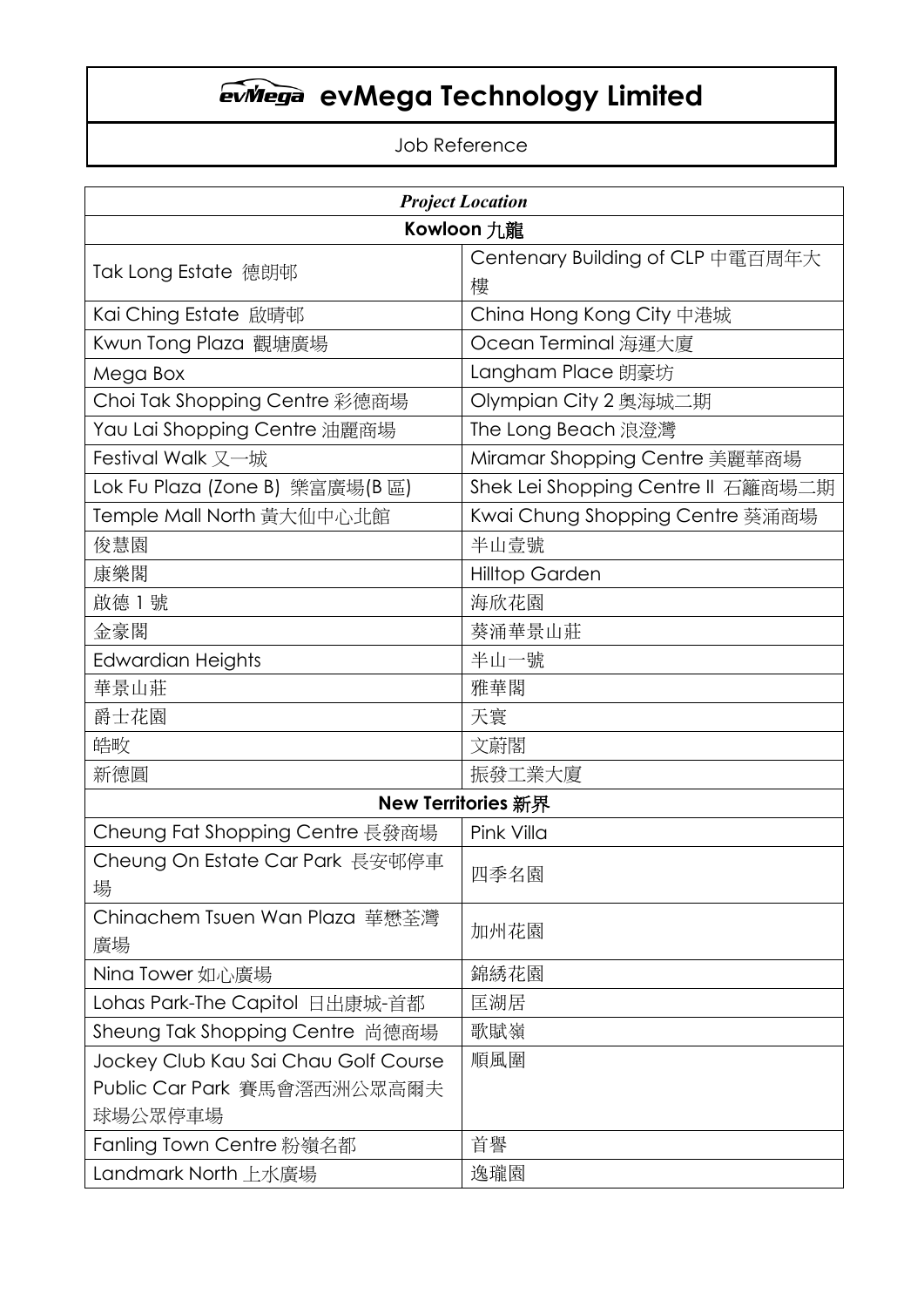# evMega Technology Limited

Job Reference

| *Project Location* | |
|---|---|
| **Kowloon 九龍** | |
| Tak Long Estate 德朗邨 | Centenary Building of CLP 中電百周年大樓 |
| Kai Ching Estate 啟晴邨 | China Hong Kong City 中港城 |
| Kwun Tong Plaza 觀塘廣場 | Ocean Terminal 海運大廈 |
| Mega Box | Langham Place 朗豪坊 |
| Choi Tak Shopping Centre 彩德商場 | Olympian City 2 奧海城二期 |
| Yau Lai Shopping Centre 油麗商場 | The Long Beach 浪澄灣 |
| Festival Walk 又一城 | Miramar Shopping Centre 美麗華商場 |
| Lok Fu Plaza (Zone B) 樂富廣場(B 區) | Shek Lei Shopping Centre II 石籬商場二期 |
| Temple Mall North 黃大仙中心北館 | Kwai Chung Shopping Centre 葵涌商場 |
| 俊慧園 | 半山壹號 |
| 康樂閣 | Hilltop Garden |
| 啟德 1 號 | 海欣花園 |
| 金豪閣 | 葵涌華景山莊 |
| Edwardian Heights | 半山一號 |
| 華景山莊 | 雅華閣 |
| 爵士花園 | 天寰 |
| 皓畋 | 文蔚閣 |
| 新德圓 | 振發工業大廈 |
| **New Territories 新界** | |
| Cheung Fat Shopping Centre 長發商場 | Pink Villa |
| Cheung On Estate Car Park 長安邨停車場 | 四季名園 |
| Chinachem Tsuen Wan Plaza 華懋荃灣廣場 | 加州花園 |
| Nina Tower 如心廣場 | 錦綉花園 |
| Lohas Park-The Capitol 日出康城-首都 | 匡湖居 |
| Sheung Tak Shopping Centre 尚德商場 | 歌賦嶺 |
| Jockey Club Kau Sai Chau Golf Course Public Car Park 賽馬會滘西洲公眾高爾夫球場公眾停車場 | 順風圍 |
| Fanling Town Centre 粉嶺名都 | 首譽 |
| Landmark North 上水廣場 | 逸瓏園 |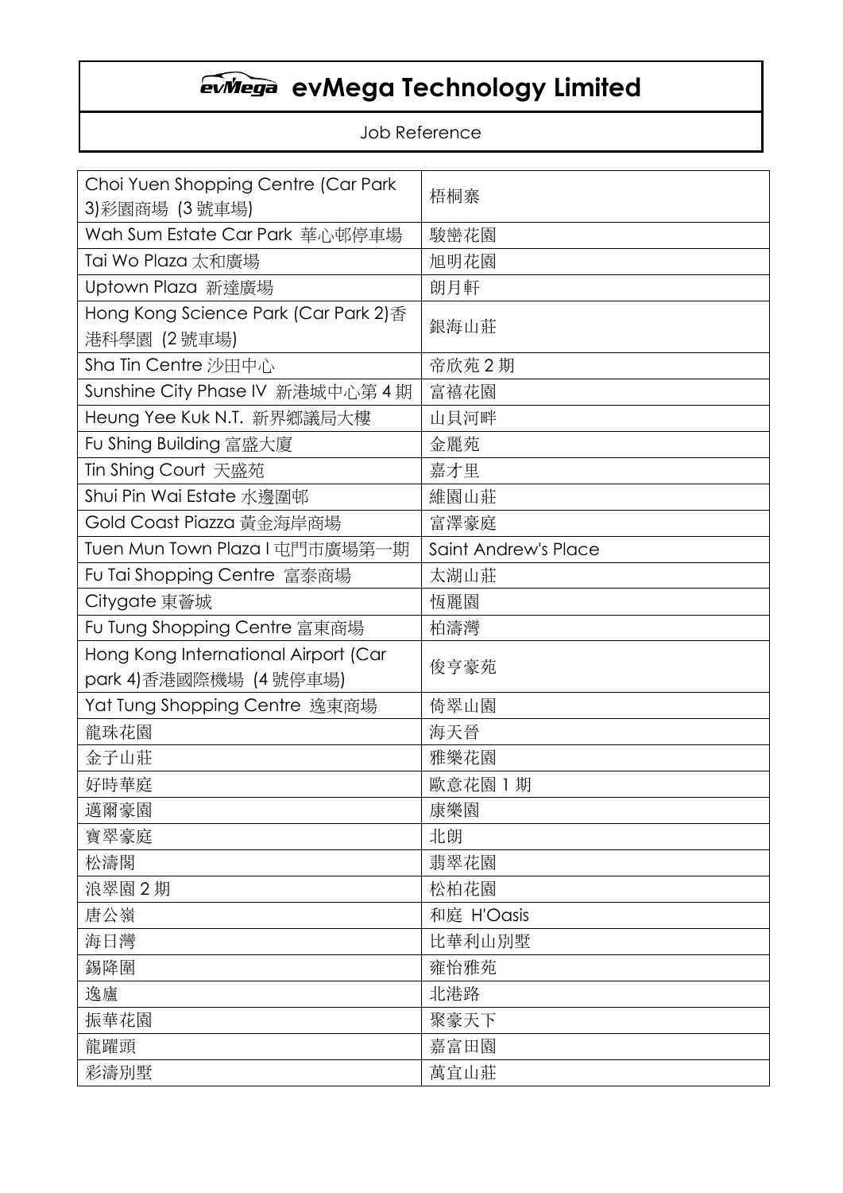# evMega Technology Limited

Job Reference

| | |
|---|---|
| Choi Yuen Shopping Centre (Car Park 3)彩園商場 (3 號車場) | 梧桐寨 |
| Wah Sum Estate Car Park 華心邨停車場 | 駿巒花園 |
| Tai Wo Plaza 太和廣場 | 旭明花園 |
| Uptown Plaza 新達廣場 | 朗月軒 |
| Hong Kong Science Park (Car Park 2)香港科學園 (2 號車場) | 銀海山莊 |
| Sha Tin Centre 沙田中心 | 帝欣苑 2 期 |
| Sunshine City Phase IV 新港城中心第 4 期 | 富禧花園 |
| Heung Yee Kuk N.T. 新界鄉議局大樓 | 山貝河畔 |
| Fu Shing Building 富盛大廈 | 金麗苑 |
| Tin Shing Court 天盛苑 | 嘉才里 |
| Shui Pin Wai Estate 水邊圍邨 | 維園山莊 |
| Gold Coast Piazza 黃金海岸商場 | 富澤豪庭 |
| Tuen Mun Town Plaza I 屯門市廣場第一期 | Saint Andrew's Place |
| Fu Tai Shopping Centre 富泰商場 | 太湖山莊 |
| Citygate 東薈城 | 恆麗園 |
| Fu Tung Shopping Centre 富東商場 | 柏濤灣 |
| Hong Kong International Airport (Car park 4)香港國際機場 (4 號停車場) | 俊亨豪苑 |
| Yat Tung Shopping Centre 逸東商場 | 倚翠山園 |
| 龍珠花園 | 海天晉 |
| 金子山莊 | 雅樂花園 |
| 好時華庭 | 歐意花園 1 期 |
| 邁爾豪園 | 康樂園 |
| 寶翠豪庭 | 北朗 |
| 松濤閣 | 翡翠花園 |
| 浪翠園 2 期 | 松柏花園 |
| 唐公嶺 | 和庭 H'Oasis |
| 海日灣 | 比華利山別墅 |
| 錫降圍 | 雍怡雅苑 |
| 逸廬 | 北港路 |
| 振華花園 | 聚豪天下 |
| 龍躍頭 | 嘉富田園 |
| 彩濤別墅 | 萬宜山莊 |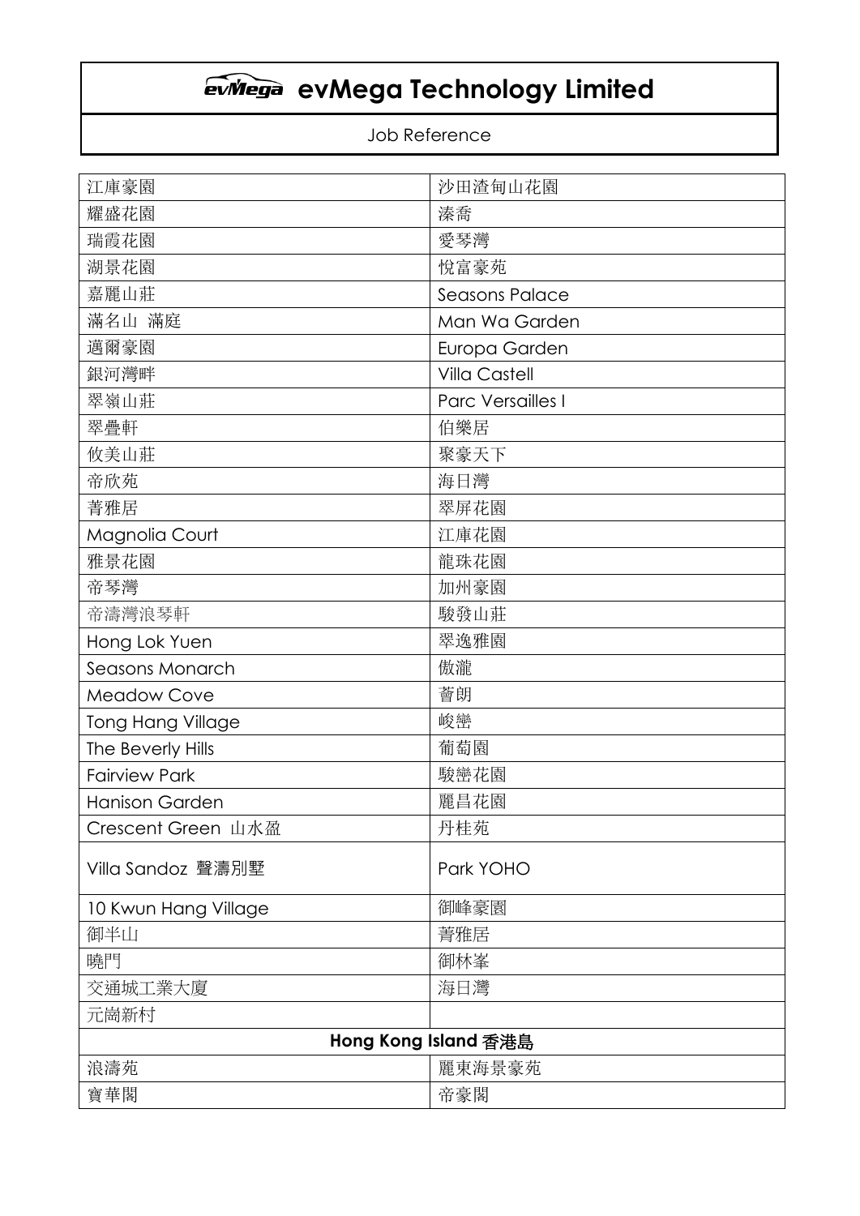# evMega Technology Limited

Job Reference

| 江庫豪園 | 沙田渣甸山花園 |
|---|---|
| 耀盛花園 | 溱喬 |
| 瑞霞花園 | 愛琴灣 |
| 湖景花園 | 悅富豪苑 |
| 嘉麗山莊 | Seasons Palace |
| 滿名山 滿庭 | Man Wa Garden |
| 邁爾豪園 | Europa Garden |
| 銀河灣畔 | Villa Castell |
| 翠嶺山莊 | Parc Versailles I |
| 翠疊軒 | 伯樂居 |
| 攸美山莊 | 聚豪天下 |
| 帝欣苑 | 海日灣 |
| 菁雅居 | 翠屏花園 |
| Magnolia Court | 江庫花園 |
| 雅景花園 | 龍珠花園 |
| 帝琴灣 | 加州豪園 |
| 帝濤灣浪琴軒 | 駿發山莊 |
| Hong Lok Yuen | 翠逸雅園 |
| Seasons Monarch | 傲瀧 |
| Meadow Cove | 蒼朗 |
| Tong Hang Village | 峻巒 |
| The Beverly Hills | 葡萄園 |
| Fairview Park | 駿巒花園 |
| Hanison Garden | 麗昌花園 |
| Crescent Green 山水盈 | 丹桂苑 |
| Villa Sandoz 聲濤別墅 | Park YOHO |
| 10 Kwun Hang Village | 御峰豪園 |
| 御半山 | 菁雅居 |
| 曉門 | 御林峯 |
| 交通城工業大廈 | 海日灣 |
| 元崗新村 | |
| **Hong Kong Island 香港島** | |
| 浪濤苑 | 麗東海景豪苑 |
| 寶華閣 | 帝豪閣 |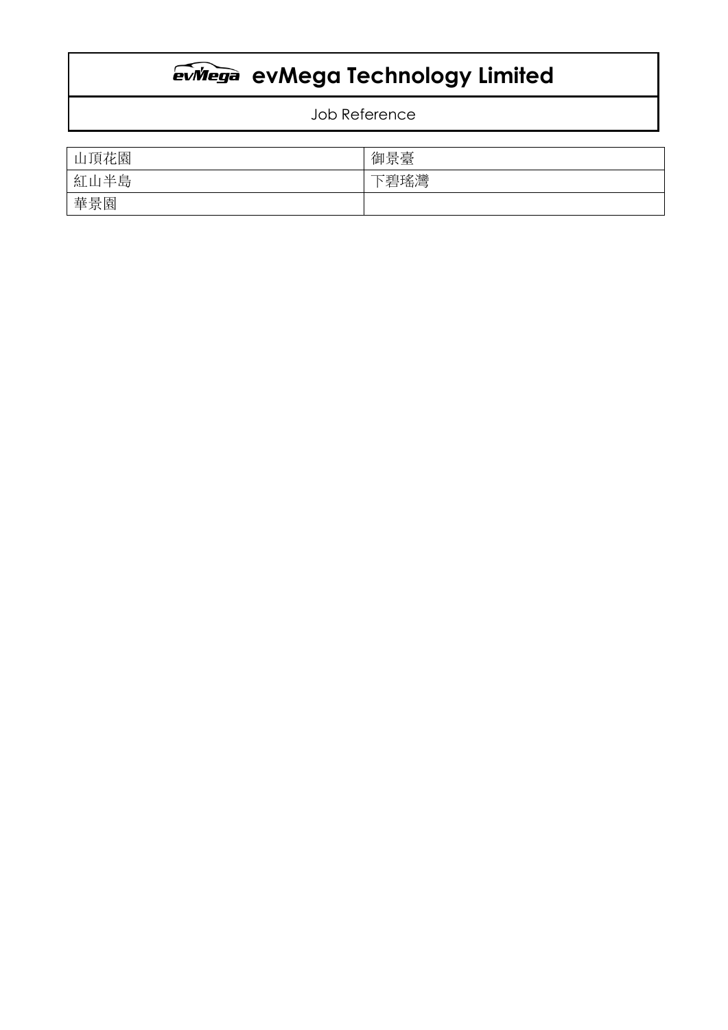# evMega Technology Limited

Job Reference

| | |
|---|---|
| 山頂花園 | 御景臺 |
| 紅山半島 | 下碧瑤灣 |
| 華景園 | |